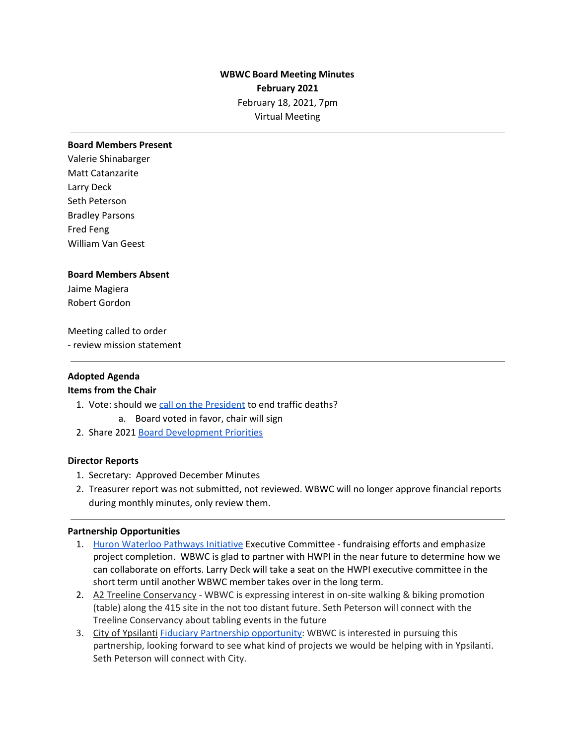**WBWC Board Meeting Minutes**
**February 2021**
February 18, 2021, 7pm
Virtual Meeting

---

**Board Members Present**
Valerie Shinabarger
Matt Catanzarite
Larry Deck
Seth Peterson
Bradley Parsons
Fred Feng
William Van Geest

**Board Members Absent**
Jaime Magiera
Robert Gordon

Meeting called to order
- review mission statement

---

**Adopted Agenda**
**Items from the Chair**

1. Vote: should we call on the President to end traffic deaths?
   a. Board voted in favor, chair will sign
2. Share 2021 Board Development Priorities

**Director Reports**

1. Secretary: Approved December Minutes
2. Treasurer report was not submitted, not reviewed. WBWC will no longer approve financial reports during monthly minutes, only review them.

---

**Partnership Opportunities**

1. Huron Waterloo Pathways Initiative Executive Committee - fundraising efforts and emphasize project completion. WBWC is glad to partner with HWPI in the near future to determine how we can collaborate on efforts. Larry Deck will take a seat on the HWPI executive committee in the short term until another WBWC member takes over in the long term.
2. A2 Treeline Conservancy - WBWC is expressing interest in on-site walking & biking promotion (table) along the 415 site in the not too distant future. Seth Peterson will connect with the Treeline Conservancy about tabling events in the future
3. City of Ypsilanti Fiduciary Partnership opportunity: WBWC is interested in pursuing this partnership, looking forward to see what kind of projects we would be helping with in Ypsilanti. Seth Peterson will connect with City.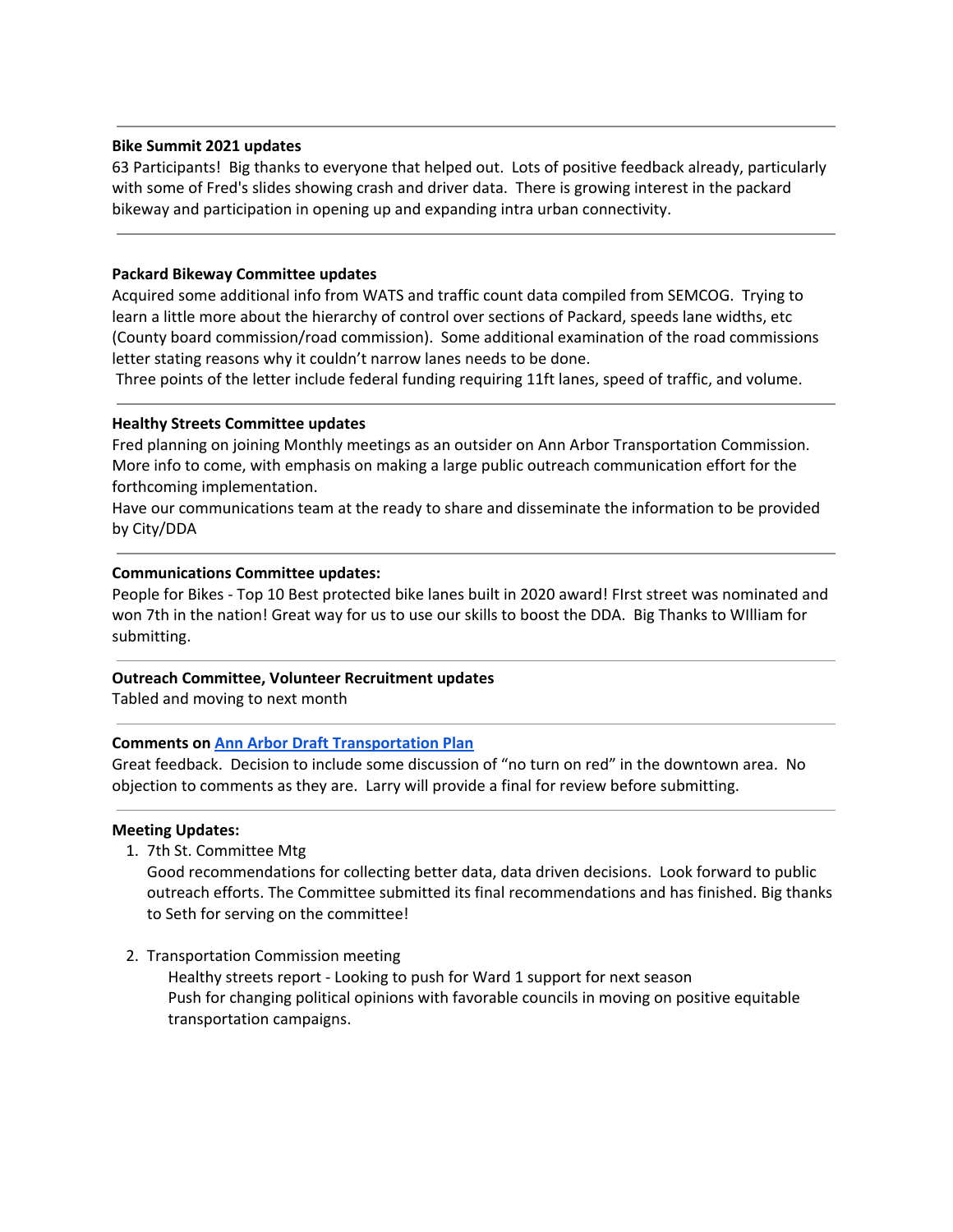---

**Bike Summit 2021 updates**

63 Participants! Big thanks to everyone that helped out. Lots of positive feedback already, particularly with some of Fred's slides showing crash and driver data. There is growing interest in the packard bikeway and participation in opening up and expanding intra urban connectivity.

---

**Packard Bikeway Committee updates**

Acquired some additional info from WATS and traffic count data compiled from SEMCOG. Trying to learn a little more about the hierarchy of control over sections of Packard, speeds lane widths, etc (County board commission/road commission). Some additional examination of the road commissions letter stating reasons why it couldn't narrow lanes needs to be done.

Three points of the letter include federal funding requiring 11ft lanes, speed of traffic, and volume.

---

**Healthy Streets Committee updates**

Fred planning on joining Monthly meetings as an outsider on Ann Arbor Transportation Commission. More info to come, with emphasis on making a large public outreach communication effort for the forthcoming implementation.

Have our communications team at the ready to share and disseminate the information to be provided by City/DDA

---

**Communications Committee updates:**

People for Bikes - Top 10 Best protected bike lanes built in 2020 award! FIrst street was nominated and won 7th in the nation! Great way for us to use our skills to boost the DDA. Big Thanks to WIlliam for submitting.

---

**Outreach Committee, Volunteer Recruitment updates**

Tabled and moving to next month

---

**Comments on [Ann Arbor Draft Transportation Plan]()**

Great feedback. Decision to include some discussion of "no turn on red" in the downtown area. No objection to comments as they are. Larry will provide a final for review before submitting.

---

**Meeting Updates:**

1. 7th St. Committee Mtg
   Good recommendations for collecting better data, data driven decisions. Look forward to public outreach efforts. The Committee submitted its final recommendations and has finished. Big thanks to Seth for serving on the committee!

2. Transportation Commission meeting
   Healthy streets report - Looking to push for Ward 1 support for next season
   Push for changing political opinions with favorable councils in moving on positive equitable transportation campaigns.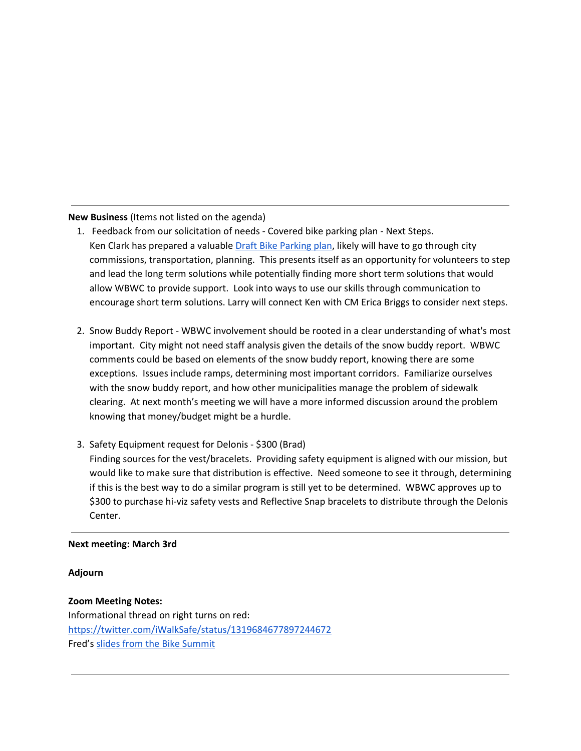---

**New Business** (Items not listed on the agenda)

1. Feedback from our solicitation of needs - Covered bike parking plan - Next Steps.
   Ken Clark has prepared a valuable [Draft Bike Parking plan](), likely will have to go through city commissions, transportation, planning. This presents itself as an opportunity for volunteers to step and lead the long term solutions while potentially finding more short term solutions that would allow WBWC to provide support. Look into ways to use our skills through communication to encourage short term solutions. Larry will connect Ken with CM Erica Briggs to consider next steps.

2. Snow Buddy Report - WBWC involvement should be rooted in a clear understanding of what's most important. City might not need staff analysis given the details of the snow buddy report. WBWC comments could be based on elements of the snow buddy report, knowing there are some exceptions. Issues include ramps, determining most important corridors. Familiarize ourselves with the snow buddy report, and how other municipalities manage the problem of sidewalk clearing. At next month's meeting we will have a more informed discussion around the problem knowing that money/budget might be a hurdle.

3. Safety Equipment request for Delonis - $300 (Brad)
   Finding sources for the vest/bracelets. Providing safety equipment is aligned with our mission, but would like to make sure that distribution is effective. Need someone to see it through, determining if this is the best way to do a similar program is still yet to be determined. WBWC approves up to $300 to purchase hi-viz safety vests and Reflective Snap bracelets to distribute through the Delonis Center.

---

**Next meeting: March 3rd**

**Adjourn**

**Zoom Meeting Notes:**
Informational thread on right turns on red:
https://twitter.com/iWalkSafe/status/1319684677897244672
Fred's [slides from the Bike Summit]()

---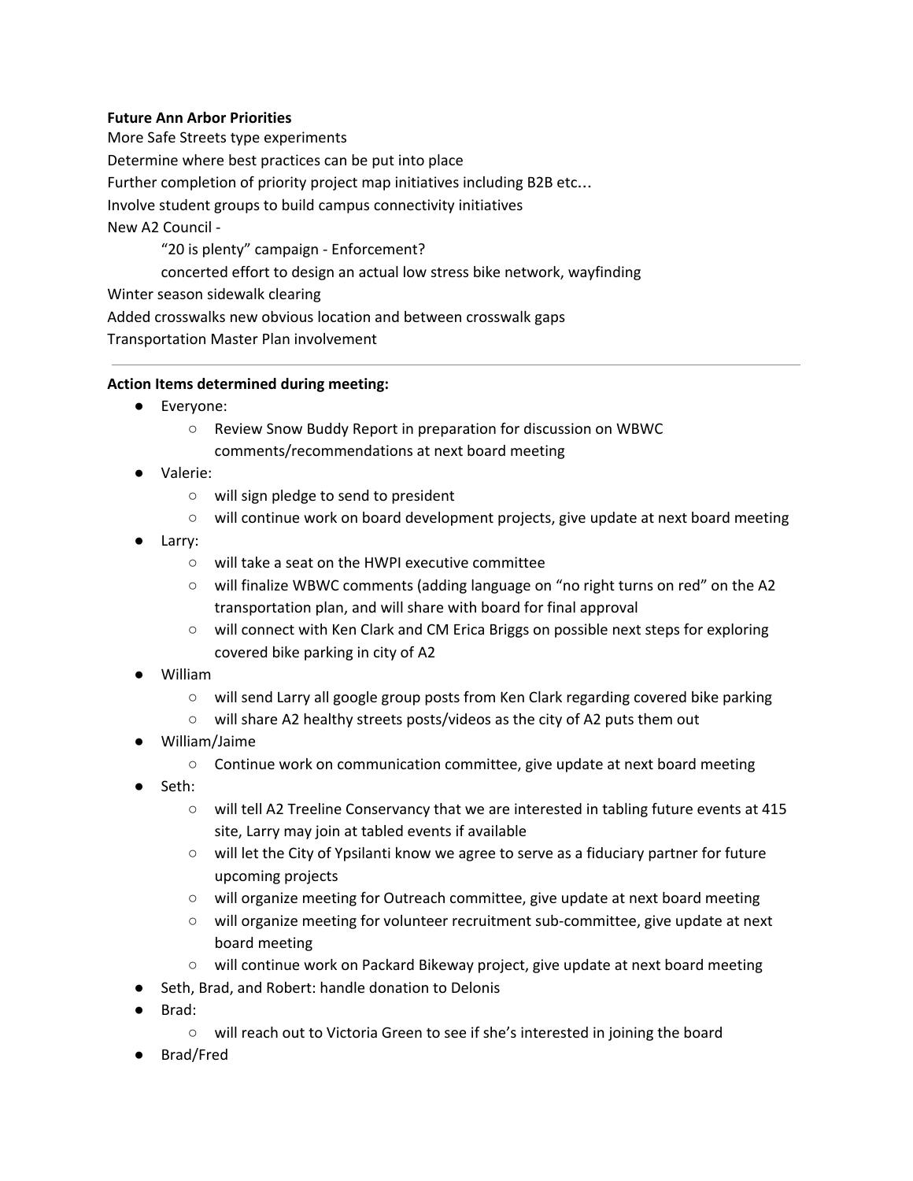**Future Ann Arbor Priorities**

More Safe Streets type experiments

Determine where best practices can be put into place

Further completion of priority project map initiatives including B2B etc…

Involve student groups to build campus connectivity initiatives

New A2 Council -

    “20 is plenty” campaign - Enforcement?

    concerted effort to design an actual low stress bike network, wayfinding

Winter season sidewalk clearing

Added crosswalks new obvious location and between crosswalk gaps

Transportation Master Plan involvement

---

**Action Items determined during meeting:**

- Everyone:
  - Review Snow Buddy Report in preparation for discussion on WBWC comments/recommendations at next board meeting
- Valerie:
  - will sign pledge to send to president
  - will continue work on board development projects, give update at next board meeting
- Larry:
  - will take a seat on the HWPI executive committee
  - will finalize WBWC comments (adding language on “no right turns on red” on the A2 transportation plan, and will share with board for final approval
  - will connect with Ken Clark and CM Erica Briggs on possible next steps for exploring covered bike parking in city of A2
- William
  - will send Larry all google group posts from Ken Clark regarding covered bike parking
  - will share A2 healthy streets posts/videos as the city of A2 puts them out
- William/Jaime
  - Continue work on communication committee, give update at next board meeting
- Seth:
  - will tell A2 Treeline Conservancy that we are interested in tabling future events at 415 site, Larry may join at tabled events if available
  - will let the City of Ypsilanti know we agree to serve as a fiduciary partner for future upcoming projects
  - will organize meeting for Outreach committee, give update at next board meeting
  - will organize meeting for volunteer recruitment sub-committee, give update at next board meeting
  - will continue work on Packard Bikeway project, give update at next board meeting
- Seth, Brad, and Robert: handle donation to Delonis
- Brad:
  - will reach out to Victoria Green to see if she’s interested in joining the board
- Brad/Fred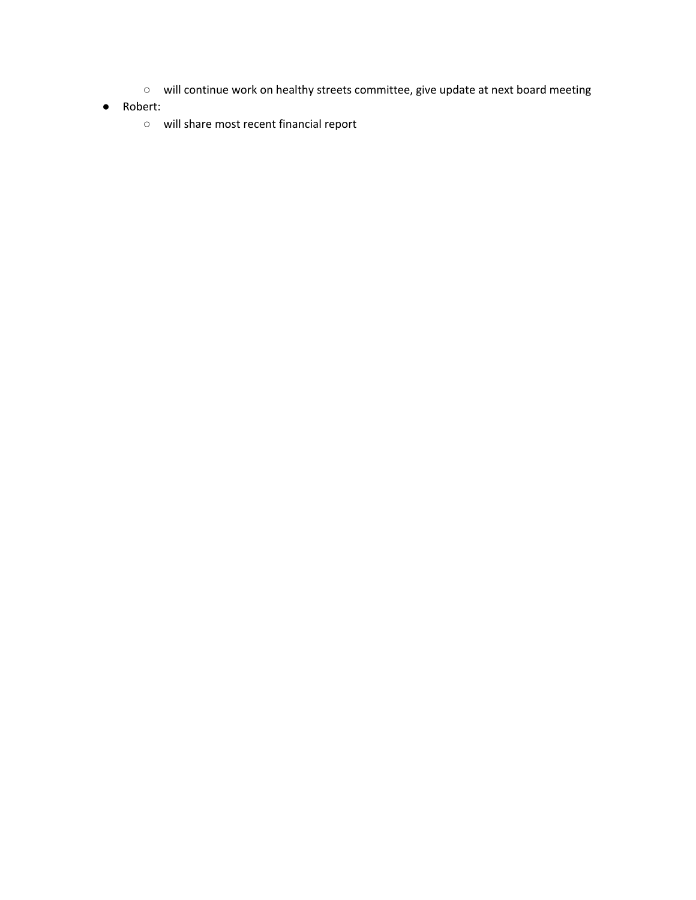- will continue work on healthy streets committee, give update at next board meeting
- Robert:
    - will share most recent financial report